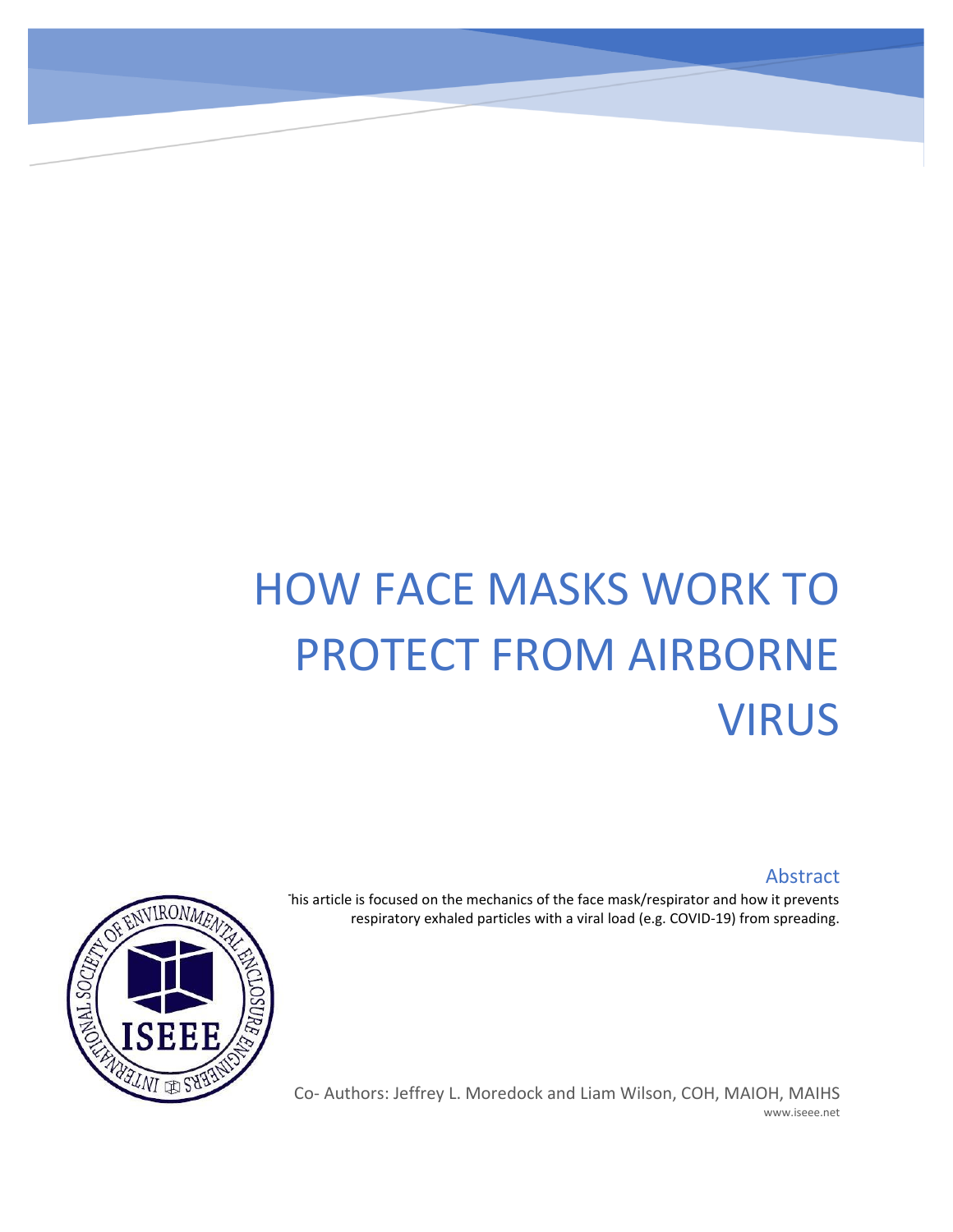# HOW FACE MASKS WORK TO PROTECT FROM AIRBORNE VIRUS

## Abstract

This article is focused on the mechanics of the face mask/respirator and how it prevents respiratory exhaled particles with a viral load (e.g. COVID-19) from spreading.

Co- Authors: Jeffrey L. Moredock and Liam Wilson, COH, MAIOH, MAIHS

www.iseee.net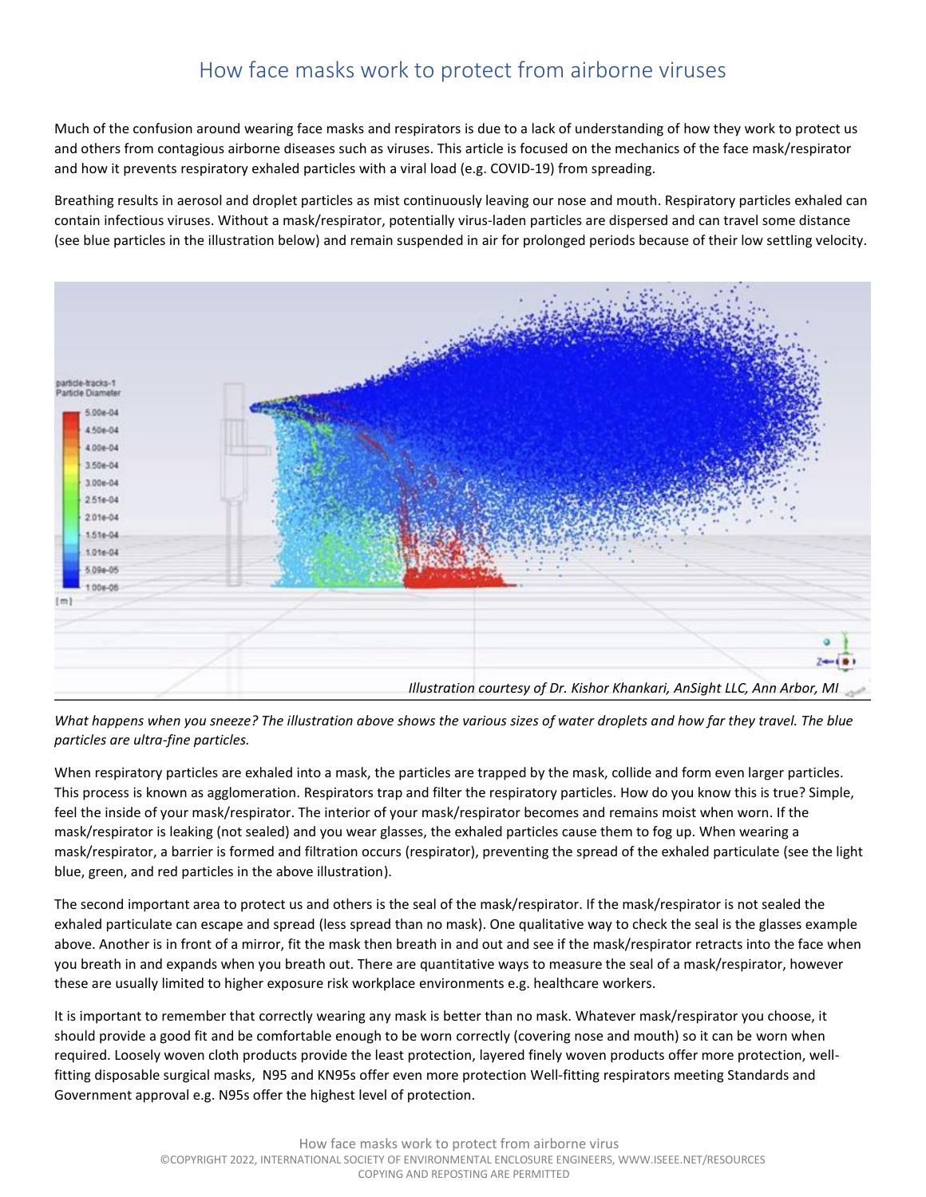# How face masks work to protect from airborne viruses

Much of the confusion around wearing face masks and respirators is due to a lack of understanding of how they work to protect us and others from contagious airborne diseases such as viruses. This article is focused on the mechanics of the face mask/respirator and how it prevents respiratory exhaled particles with a viral load (e.g. COVID-19) from spreading.

Breathing results in aerosol and droplet particles as mist continuously leaving our nose and mouth. Respiratory particles exhaled can contain infectious viruses. Without a mask/respirator, potentially virus-laden particles are dispersed and can travel some distance (see blue particles in the illustration below) and remain suspended in air for prolonged periods because of their low settling velocity.

*Illustration courtesy of Dr. Kishor Khankari, AnSight LLC, Ann Arbor, MI*

*What happens when you sneeze? The illustration above shows the various sizes of water droplets and how far they travel. The blue particles are ultra-fine particles.*

When respiratory particles are exhaled into a mask, the particles are trapped by the mask, collide and form even larger particles. This process is known as agglomeration. Respirators trap and filter the respiratory particles. How do you know this is true? Simple, feel the inside of your mask/respirator. The interior of your mask/respirator becomes and remains moist when worn. If the mask/respirator is leaking (not sealed) and you wear glasses, the exhaled particles cause them to fog up. When wearing a mask/respirator, a barrier is formed and filtration occurs (respirator), preventing the spread of the exhaled particulate (see the light blue, green, and red particles in the above illustration).

The second important area to protect us and others is the seal of the mask/respirator. If the mask/respirator is not sealed the exhaled particulate can escape and spread (less spread than no mask). One qualitative way to check the seal is the glasses example above. Another is in front of a mirror, fit the mask then breath in and out and see if the mask/respirator retracts into the face when you breath in and expands when you breath out. There are quantitative ways to measure the seal of a mask/respirator, however these are usually limited to higher exposure risk workplace environments e.g. healthcare workers.

It is important to remember that correctly wearing any mask is better than no mask. Whatever mask/respirator you choose, it should provide a good fit and be comfortable enough to be worn correctly (covering nose and mouth) so it can be worn when required. Loosely woven cloth products provide the least protection, layered finely woven products offer more protection, well-fitting disposable surgical masks, N95 and KN95s offer even more protection Well-fitting respirators meeting Standards and Government approval e.g. N95s offer the highest level of protection.

How face masks work to protect from airborne virus
©COPYRIGHT 2022, INTERNATIONAL SOCIETY OF ENVIRONMENTAL ENCLOSURE ENGINEERS, WWW.ISEEE.NET/RESOURCES
COPYING AND REPOSTING ARE PERMITTED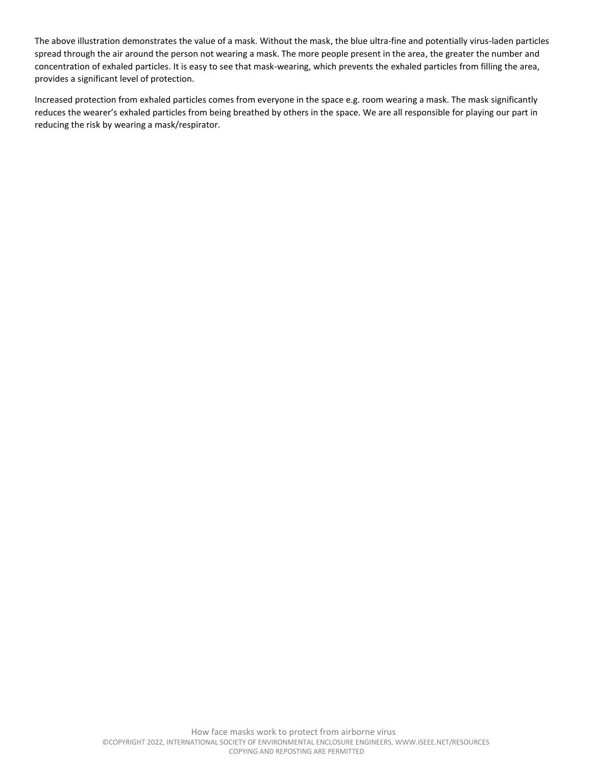The above illustration demonstrates the value of a mask. Without the mask, the blue ultra-fine and potentially virus-laden particles spread through the air around the person not wearing a mask. The more people present in the area, the greater the number and concentration of exhaled particles. It is easy to see that mask-wearing, which prevents the exhaled particles from filling the area, provides a significant level of protection.

Increased protection from exhaled particles comes from everyone in the space e.g. room wearing a mask. The mask significantly reduces the wearer's exhaled particles from being breathed by others in the space. We are all responsible for playing our part in reducing the risk by wearing a mask/respirator.